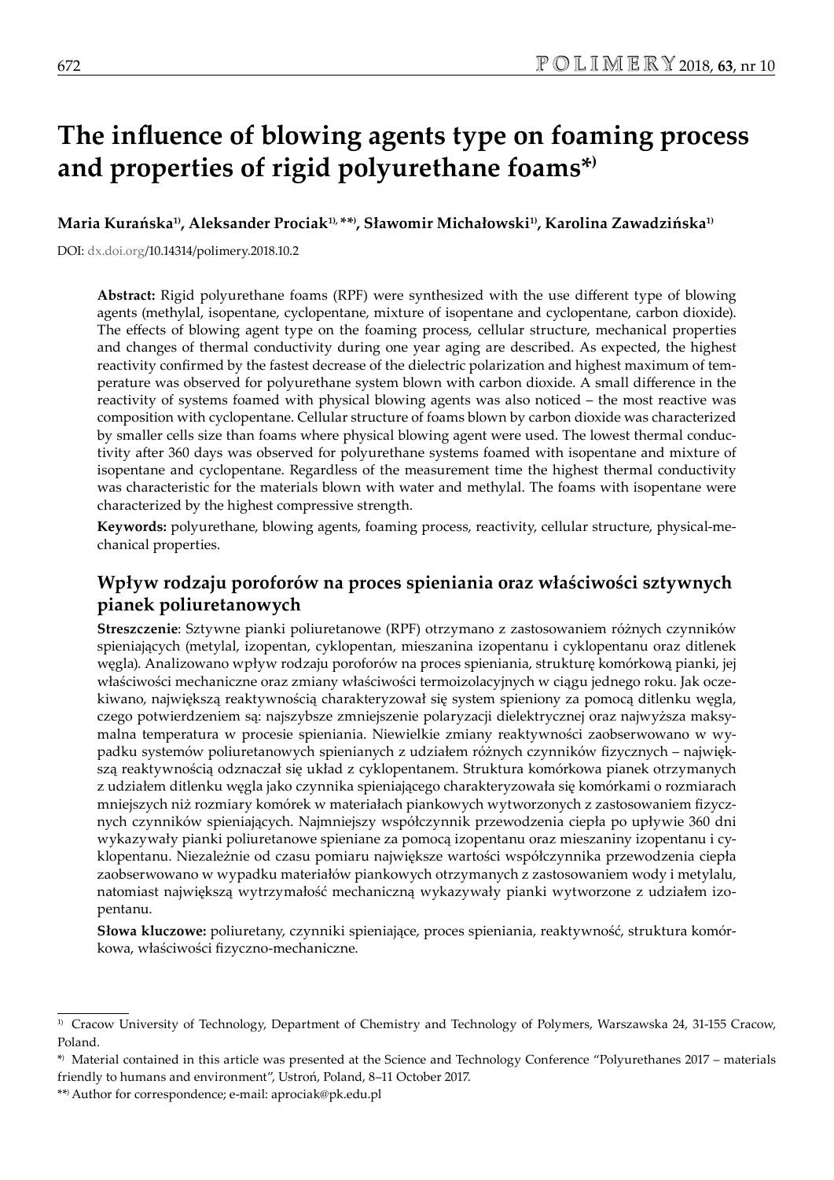# The influence of blowing agents type on foaming process and properties of rigid polyurethane foams*)

**Maria Kurańska[1], Aleksander Prociak[1), **)], Sławomir Michałowski[1], Karolina Zawadzińska[1]**

DOI: dx.doi.org/10.14314/polimery.2018.10.2

**Abstract:** Rigid polyurethane foams (RPF) were synthesized with the use different type of blowing agents (methylal, isopentane, cyclopentane, mixture of isopentane and cyclopentane, carbon dioxide). The effects of blowing agent type on the foaming process, cellular structure, mechanical properties and changes of thermal conductivity during one year aging are described. As expected, the highest reactivity confirmed by the fastest decrease of the dielectric polarization and highest maximum of temperature was observed for polyurethane system blown with carbon dioxide. A small difference in the reactivity of systems foamed with physical blowing agents was also noticed – the most reactive was composition with cyclopentane. Cellular structure of foams blown by carbon dioxide was characterized by smaller cells size than foams where physical blowing agent were used. The lowest thermal conductivity after 360 days was observed for polyurethane systems foamed with isopentane and mixture of isopentane and cyclopentane. Regardless of the measurement time the highest thermal conductivity was characteristic for the materials blown with water and methylal. The foams with isopentane were characterized by the highest compressive strength.

**Keywords:** polyurethane, blowing agents, foaming process, reactivity, cellular structure, physical-mechanical properties.

## Wpływ rodzaju poroforów na proces spieniania oraz właściwości sztywnych pianek poliuretanowych

**Streszczenie**: Sztywne pianki poliuretanowe (RPF) otrzymano z zastosowaniem różnych czynników spieniających (metylal, izopentan, cyklopentan, mieszanina izopentanu i cyklopentanu oraz ditlenek węgla). Analizowano wpływ rodzaju poroforów na proces spieniania, strukturę komórkową pianki, jej właściwości mechaniczne oraz zmiany właściwości termoizolacyjnych w ciągu jednego roku. Jak oczekiwano, największą reaktywnością charakteryzował się system spieniony za pomocą ditlenku węgla, czego potwierdzeniem są: najszybsze zmniejszenie polaryzacji dielektrycznej oraz najwyższa maksymalna temperatura w procesie spieniania. Niewielkie zmiany reaktywności zaobserwowano w wypadku systemów poliuretanowych spienianych z udziałem różnych czynników fizycznych – największą reaktywnością odznaczał się układ z cyklopentanem. Struktura komórkowa pianek otrzymanych z udziałem ditlenku węgla jako czynnika spieniającego charakteryzowała się komórkami o rozmiarach mniejszych niż rozmiary komórek w materiałach piankowych wytworzonych z zastosowaniem fizycznych czynników spieniających. Najmniejszy współczynnik przewodzenia ciepła po upływie 360 dni wykazywały pianki poliuretanowe spieniane za pomocą izopentanu oraz mieszaniny izopentanu i cyklopentanu. Niezależnie od czasu pomiaru największe wartości współczynnika przewodzenia ciepła zaobserwowano w wypadku materiałów piankowych otrzymanych z zastosowaniem wody i metylalu, natomiast największą wytrzymałość mechaniczną wykazywały pianki wytworzone z udziałem izopentanu.

**Słowa kluczowe:** poliuretany, czynniki spieniające, proces spieniania, reaktywność, struktura komórkowa, właściwości fizyczno-mechaniczne.

---

[1] Cracow University of Technology, Department of Chemistry and Technology of Polymers, Warszawska 24, 31-155 Cracow, Poland.

*) Material contained in this article was presented at the Science and Technology Conference "Polyurethanes 2017 – materials friendly to humans and environment", Ustroń, Poland, 8–11 October 2017.

**) Author for correspondence; e-mail: aprociak@pk.edu.pl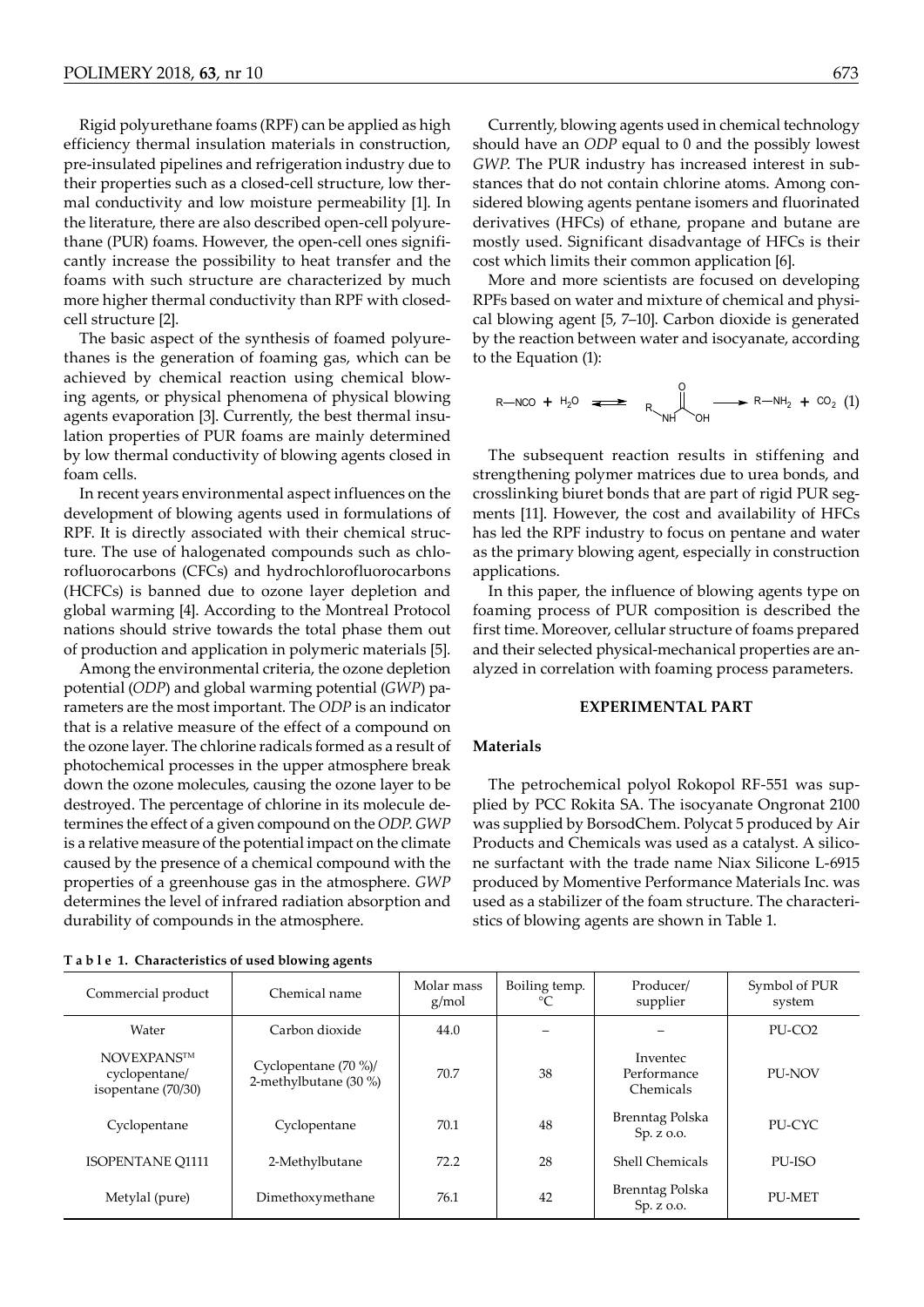Rigid polyurethane foams (RPF) can be applied as high efficiency thermal insulation materials in construction, pre-insulated pipelines and refrigeration industry due to their properties such as a closed-cell structure, low thermal conductivity and low moisture permeability [1]. In the literature, there are also described open-cell polyurethane (PUR) foams. However, the open-cell ones significantly increase the possibility to heat transfer and the foams with such structure are characterized by much more higher thermal conductivity than RPF with closed-cell structure [2].

The basic aspect of the synthesis of foamed polyurethanes is the generation of foaming gas, which can be achieved by chemical reaction using chemical blowing agents, or physical phenomena of physical blowing agents evaporation [3]. Currently, the best thermal insulation properties of PUR foams are mainly determined by low thermal conductivity of blowing agents closed in foam cells.

In recent years environmental aspect influences on the development of blowing agents used in formulations of RPF. It is directly associated with their chemical structure. The use of halogenated compounds such as chlorofluorocarbons (CFCs) and hydrochlorofluorocarbons (HCFCs) is banned due to ozone layer depletion and global warming [4]. According to the Montreal Protocol nations should strive towards the total phase them out of production and application in polymeric materials [5].

Among the environmental criteria, the ozone depletion potential (*ODP*) and global warming potential (*GWP*) parameters are the most important. The *ODP* is an indicator that is a relative measure of the effect of a compound on the ozone layer. The chlorine radicals formed as a result of photochemical processes in the upper atmosphere break down the ozone molecules, causing the ozone layer to be destroyed. The percentage of chlorine in its molecule determines the effect of a given compound on the *ODP*. *GWP* is a relative measure of the potential impact on the climate caused by the presence of a chemical compound with the properties of a greenhouse gas in the atmosphere. *GWP* determines the level of infrared radiation absorption and durability of compounds in the atmosphere.

Currently, blowing agents used in chemical technology should have an *ODP* equal to 0 and the possibly lowest *GWP*. The PUR industry has increased interest in substances that do not contain chlorine atoms. Among considered blowing agents pentane isomers and fluorinated derivatives (HFCs) of ethane, propane and butane are mostly used. Significant disadvantage of HFCs is their cost which limits their common application [6].

More and more scientists are focused on developing RPFs based on water and mixture of chemical and physical blowing agent [5, 7–10]. Carbon dioxide is generated by the reaction between water and isocyanate, according to the Equation (1):

$$R{-}NCO + H_2O \rightleftharpoons R{-}NH{-}C(=O){-}OH \longrightarrow R{-}NH_2 + CO_2 \quad (1)$$

The subsequent reaction results in stiffening and strengthening polymer matrices due to urea bonds, and crosslinking biuret bonds that are part of rigid PUR segments [11]. However, the cost and availability of HFCs has led the RPF industry to focus on pentane and water as the primary blowing agent, especially in construction applications.

In this paper, the influence of blowing agents type on foaming process of PUR composition is described the first time. Moreover, cellular structure of foams prepared and their selected physical-mechanical properties are analyzed in correlation with foaming process parameters.

## EXPERIMENTAL PART

### Materials

The petrochemical polyol Rokopol RF-551 was supplied by PCC Rokita SA. The isocyanate Ongronat 2100 was supplied by BorsodChem. Polycat 5 produced by Air Products and Chemicals was used as a catalyst. A silicone surfactant with the trade name Niax Silicone L-6915 produced by Momentive Performance Materials Inc. was used as a stabilizer of the foam structure. The characteristics of blowing agents are shown in Table 1.

**Table 1. Characteristics of used blowing agents**

| Commercial product | Chemical name | Molar mass g/mol | Boiling temp. °C | Producer/ supplier | Symbol of PUR system |
|---|---|---|---|---|---|
| Water | Carbon dioxide | 44.0 | – | – | PU-CO2 |
| NOVEXPANS™ cyclopentane/ isopentane (70/30) | Cyclopentane (70 %)/ 2-methylbutane (30 %) | 70.7 | 38 | Inventec Performance Chemicals | PU-NOV |
| Cyclopentane | Cyclopentane | 70.1 | 48 | Brenntag Polska Sp. z o.o. | PU-CYC |
| ISOPENTANE Q1111 | 2-Methylbutane | 72.2 | 28 | Shell Chemicals | PU-ISO |
| Metylal (pure) | Dimethoxymethane | 76.1 | 42 | Brenntag Polska Sp. z o.o. | PU-MET |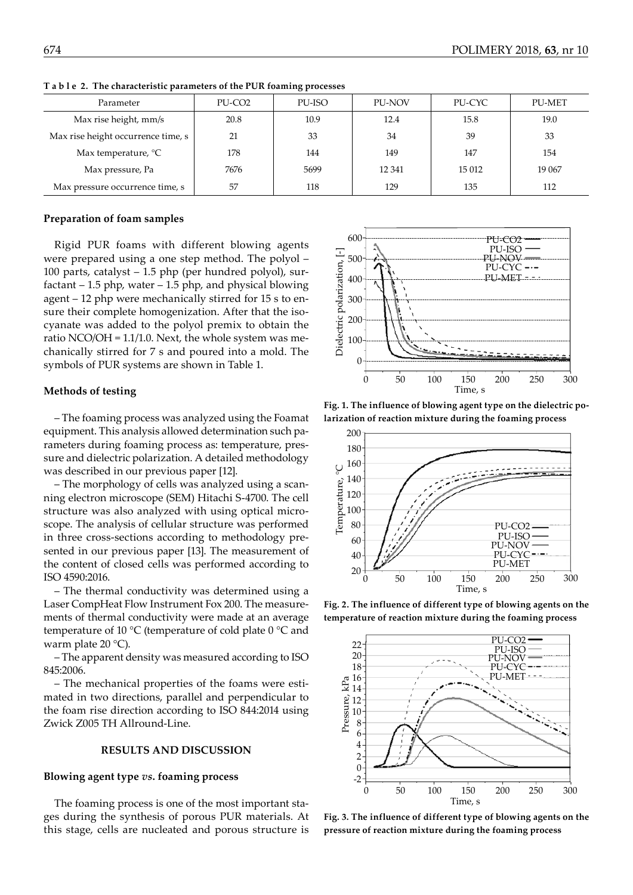**T a b l e 2. The characteristic parameters of the PUR foaming processes**

| Parameter | PU-CO2 | PU-ISO | PU-NOV | PU-CYC | PU-MET |
|---|---|---|---|---|---|
| Max rise height, mm/s | 20.8 | 10.9 | 12.4 | 15.8 | 19.0 |
| Max rise height occurrence time, s | 21 | 33 | 34 | 39 | 33 |
| Max temperature, °C | 178 | 144 | 149 | 147 | 154 |
| Max pressure, Pa | 7676 | 5699 | 12 341 | 15 012 | 19 067 |
| Max pressure occurrence time, s | 57 | 118 | 129 | 135 | 112 |

### Preparation of foam samples

Rigid PUR foams with different blowing agents were prepared using a one step method. The polyol – 100 parts, catalyst – 1.5 php (per hundred polyol), surfactant – 1.5 php, water – 1.5 php, and physical blowing agent – 12 php were mechanically stirred for 15 s to ensure their complete homogenization. After that the isocyanate was added to the polyol premix to obtain the ratio NCO/OH = 1.1/1.0. Next, the whole system was mechanically stirred for 7 s and poured into a mold. The symbols of PUR systems are shown in Table 1.

### Methods of testing

– The foaming process was analyzed using the Foamat equipment. This analysis allowed determination such parameters during foaming process as: temperature, pressure and dielectric polarization. A detailed methodology was described in our previous paper [12].

– The morphology of cells was analyzed using a scanning electron microscope (SEM) Hitachi S-4700. The cell structure was also analyzed with using optical microscope. The analysis of cellular structure was performed in three cross-sections according to methodology presented in our previous paper [13]. The measurement of the content of closed cells was performed according to ISO 4590:2016.

– The thermal conductivity was determined using a Laser CompHeat Flow Instrument Fox 200. The measurements of thermal conductivity were made at an average temperature of 10 °C (temperature of cold plate 0 °C and warm plate 20 °C).

– The apparent density was measured according to ISO 845:2006.

– The mechanical properties of the foams were estimated in two directions, parallel and perpendicular to the foam rise direction according to ISO 844:2014 using Zwick Z005 TH Allround-Line.

## RESULTS AND DISCUSSION

### Blowing agent type *vs.* foaming process

The foaming process is one of the most important stages during the synthesis of porous PUR materials. At this stage, cells are nucleated and porous structure is

**Fig. 1. The influence of blowing agent type on the dielectric polarization of reaction mixture during the foaming process**

**Fig. 2. The influence of different type of blowing agents on the temperature of reaction mixture during the foaming process**

**Fig. 3. The influence of different type of blowing agents on the pressure of reaction mixture during the foaming process**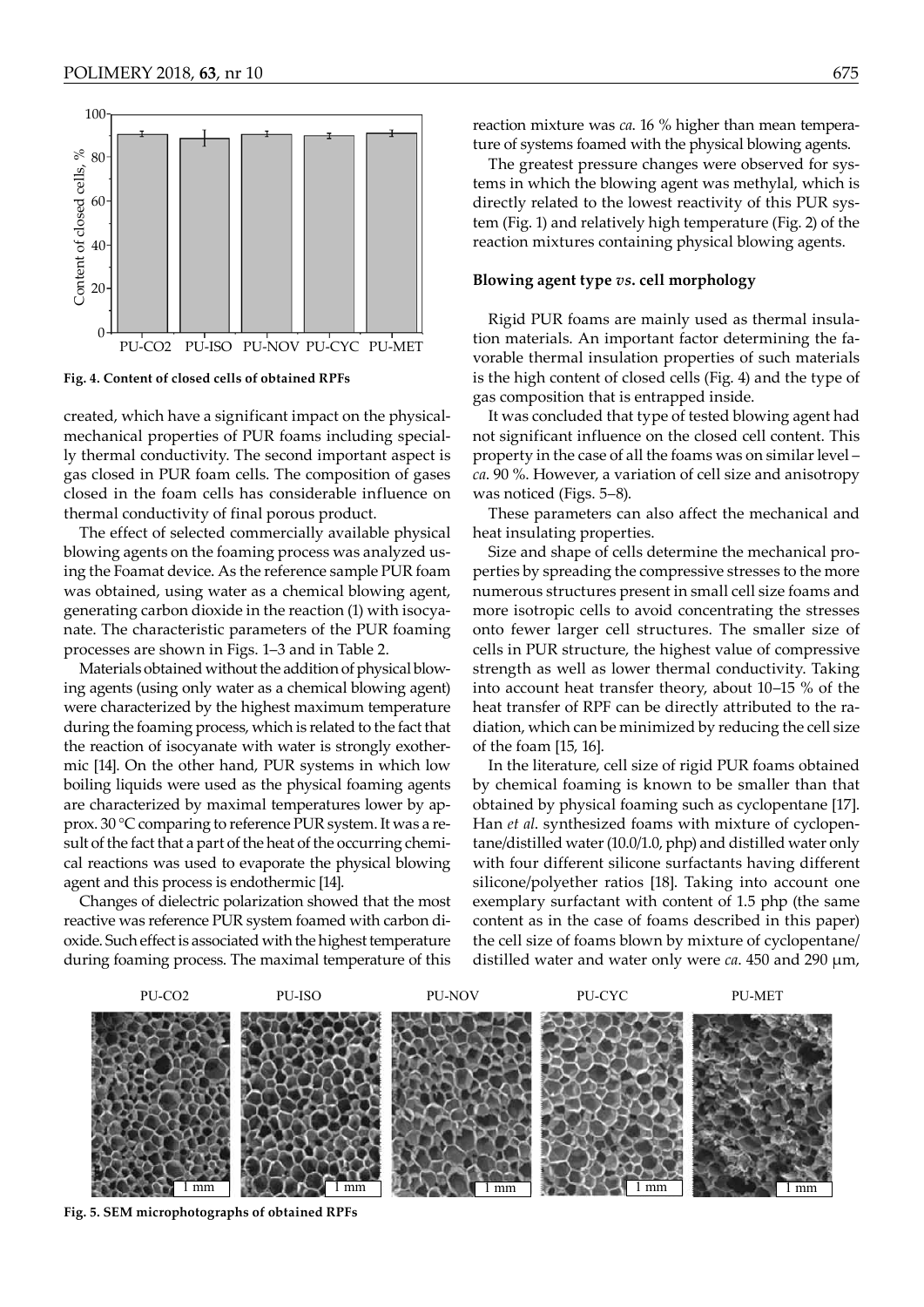Fig. 4. Content of closed cells of obtained RPFs

created, which have a significant impact on the physical-mechanical properties of PUR foams including specially thermal conductivity. The second important aspect is gas closed in PUR foam cells. The composition of gases closed in the foam cells has considerable influence on thermal conductivity of final porous product.

The effect of selected commercially available physical blowing agents on the foaming process was analyzed using the Foamat device. As the reference sample PUR foam was obtained, using water as a chemical blowing agent, generating carbon dioxide in the reaction (1) with isocyanate. The characteristic parameters of the PUR foaming processes are shown in Figs. 1–3 and in Table 2.

Materials obtained without the addition of physical blowing agents (using only water as a chemical blowing agent) were characterized by the highest maximum temperature during the foaming process, which is related to the fact that the reaction of isocyanate with water is strongly exothermic [14]. On the other hand, PUR systems in which low boiling liquids were used as the physical foaming agents are characterized by maximal temperatures lower by approx. 30 °C comparing to reference PUR system. It was a result of the fact that a part of the heat of the occurring chemical reactions was used to evaporate the physical blowing agent and this process is endothermic [14].

Changes of dielectric polarization showed that the most reactive was reference PUR system foamed with carbon dioxide. Such effect is associated with the highest temperature during foaming process. The maximal temperature of this reaction mixture was *ca.* 16 % higher than mean temperature of systems foamed with the physical blowing agents.

The greatest pressure changes were observed for systems in which the blowing agent was methylal, which is directly related to the lowest reactivity of this PUR system (Fig. 1) and relatively high temperature (Fig. 2) of the reaction mixtures containing physical blowing agents.

### Blowing agent type *vs.* cell morphology

Rigid PUR foams are mainly used as thermal insulation materials. An important factor determining the favorable thermal insulation properties of such materials is the high content of closed cells (Fig. 4) and the type of gas composition that is entrapped inside.

It was concluded that type of tested blowing agent had not significant influence on the closed cell content. This property in the case of all the foams was on similar level – *ca.* 90 %. However, a variation of cell size and anisotropy was noticed (Figs. 5–8).

These parameters can also affect the mechanical and heat insulating properties.

Size and shape of cells determine the mechanical properties by spreading the compressive stresses to the more numerous structures present in small cell size foams and more isotropic cells to avoid concentrating the stresses onto fewer larger cell structures. The smaller size of cells in PUR structure, the highest value of compressive strength as well as lower thermal conductivity. Taking into account heat transfer theory, about 10–15 % of the heat transfer of RPF can be directly attributed to the radiation, which can be minimized by reducing the cell size of the foam [15, 16].

In the literature, cell size of rigid PUR foams obtained by chemical foaming is known to be smaller than that obtained by physical foaming such as cyclopentane [17]. Han *et al.* synthesized foams with mixture of cyclopentane/distilled water (10.0/1.0, php) and distilled water only with four different silicone surfactants having different silicone/polyether ratios [18]. Taking into account one exemplary surfactant with content of 1.5 php (the same content as in the case of foams described in this paper) the cell size of foams blown by mixture of cyclopentane/distilled water and water only were *ca.* 450 and 290 μm,

Fig. 5. SEM microphotographs of obtained RPFs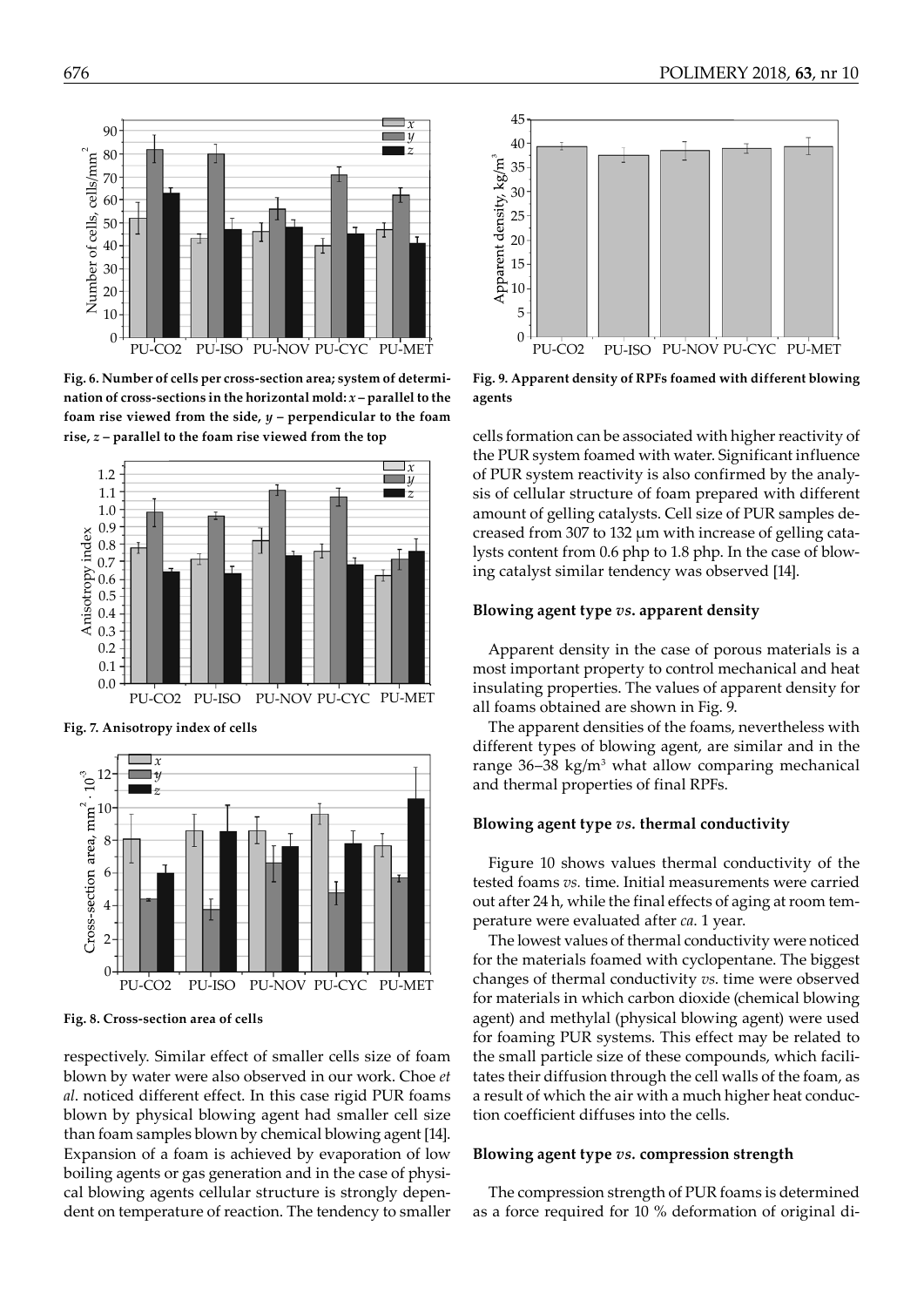Fig. 6. Number of cells per cross-section area; system of determination of cross-sections in the horizontal mold: $x$ – parallel to the foam rise viewed from the side, $y$ – perpendicular to the foam rise, $z$ – parallel to the foam rise viewed from the top

Fig. 7. Anisotropy index of cells

Fig. 8. Cross-section area of cells

respectively. Similar effect of smaller cells size of foam blown by water were also observed in our work. Choe *et al*. noticed different effect. In this case rigid PUR foams blown by physical blowing agent had smaller cell size than foam samples blown by chemical blowing agent [14]. Expansion of a foam is achieved by evaporation of low boiling agents or gas generation and in the case of physical blowing agents cellular structure is strongly dependent on temperature of reaction. The tendency to smaller cells formation can be associated with higher reactivity of the PUR system foamed with water. Significant influence of PUR system reactivity is also confirmed by the analysis of cellular structure of foam prepared with different amount of gelling catalysts. Cell size of PUR samples decreased from 307 to 132 μm with increase of gelling catalysts content from 0.6 php to 1.8 php. In the case of blowing catalyst similar tendency was observed [14].

Fig. 9. Apparent density of RPFs foamed with different blowing agents

### Blowing agent type *vs.* apparent density

Apparent density in the case of porous materials is a most important property to control mechanical and heat insulating properties. The values of apparent density for all foams obtained are shown in Fig. 9.

The apparent densities of the foams, nevertheless with different types of blowing agent, are similar and in the range 36–38 kg/m$^3$ what allow comparing mechanical and thermal properties of final RPFs.

### Blowing agent type *vs.* thermal conductivity

Figure 10 shows values thermal conductivity of the tested foams *vs.* time. Initial measurements were carried out after 24 h, while the final effects of aging at room temperature were evaluated after *ca.* 1 year.

The lowest values of thermal conductivity were noticed for the materials foamed with cyclopentane. The biggest changes of thermal conductivity *vs.* time were observed for materials in which carbon dioxide (chemical blowing agent) and methylal (physical blowing agent) were used for foaming PUR systems. This effect may be related to the small particle size of these compounds, which facilitates their diffusion through the cell walls of the foam, as a result of which the air with a much higher heat conduction coefficient diffuses into the cells.

### Blowing agent type *vs.* compression strength

The compression strength of PUR foams is determined as a force required for 10 % deformation of original di-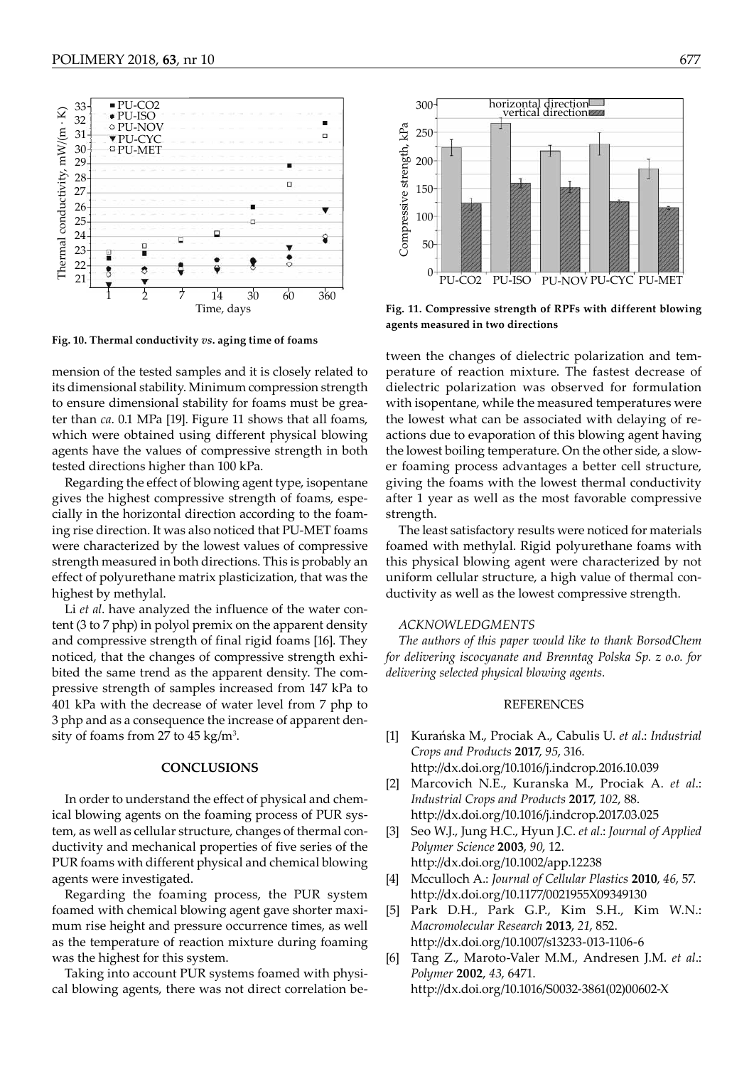Fig. 10. Thermal conductivity *vs.* aging time of foams

Fig. 11. Compressive strength of RPFs with different blowing agents measured in two directions

mension of the tested samples and it is closely related to its dimensional stability. Minimum compression strength to ensure dimensional stability for foams must be greater than *ca.* 0.1 MPa [19]. Figure 11 shows that all foams, which were obtained using different physical blowing agents have the values of compressive strength in both tested directions higher than 100 kPa.

Regarding the effect of blowing agent type, isopentane gives the highest compressive strength of foams, especially in the horizontal direction according to the foaming rise direction. It was also noticed that PU-MET foams were characterized by the lowest values of compressive strength measured in both directions. This is probably an effect of polyurethane matrix plasticization, that was the highest by methylal.

Li *et al*. have analyzed the influence of the water content (3 to 7 php) in polyol premix on the apparent density and compressive strength of final rigid foams [16]. They noticed, that the changes of compressive strength exhibited the same trend as the apparent density. The compressive strength of samples increased from 147 kPa to 401 kPa with the decrease of water level from 7 php to 3 php and as a consequence the increase of apparent density of foams from 27 to 45 kg/m$^3$.

## CONCLUSIONS

In order to understand the effect of physical and chemical blowing agents on the foaming process of PUR system, as well as cellular structure, changes of thermal conductivity and mechanical properties of five series of the PUR foams with different physical and chemical blowing agents were investigated.

Regarding the foaming process, the PUR system foamed with chemical blowing agent gave shorter maximum rise height and pressure occurrence times, as well as the temperature of reaction mixture during foaming was the highest for this system.

Taking into account PUR systems foamed with physical blowing agents, there was not direct correlation between the changes of dielectric polarization and temperature of reaction mixture. The fastest decrease of dielectric polarization was observed for formulation with isopentane, while the measured temperatures were the lowest what can be associated with delaying of reactions due to evaporation of this blowing agent having the lowest boiling temperature. On the other side, a slower foaming process advantages a better cell structure, giving the foams with the lowest thermal conductivity after 1 year as well as the most favorable compressive strength.

The least satisfactory results were noticed for materials foamed with methylal. Rigid polyurethane foams with this physical blowing agent were characterized by not uniform cellular structure, a high value of thermal conductivity as well as the lowest compressive strength.

### *ACKNOWLEDGMENTS*

*The authors of this paper would like to thank BorsodChem for delivering iscocyanate and Brenntag Polska Sp. z o.o. for delivering selected physical blowing agents.*

## REFERENCES

[1] Kurańska M., Prociak A., Cabulis U. *et al*.: *Industrial Crops and Products* **2017**, *95*, 316. http://dx.doi.org/10.1016/j.indcrop.2016.10.039

[2] Marcovich N.E., Kuranska M., Prociak A. *et al*.: *Industrial Crops and Products* **2017**, *102*, 88. http://dx.doi.org/10.1016/j.indcrop.2017.03.025

[3] Seo W.J., Jung H.C., Hyun J.C. *et al*.: *Journal of Applied Polymer Science* **2003**, *90*, 12. http://dx.doi.org/10.1002/app.12238

[4] Mcculloch A.: *Journal of Cellular Plastics* **2010**, *46*, 57. http://dx.doi.org/10.1177/0021955X09349130

[5] Park D.H., Park G.P., Kim S.H., Kim W.N.: *Macromolecular Research* **2013**, *21*, 852. http://dx.doi.org/10.1007/s13233-013-1106-6

[6] Tang Z., Maroto-Valer M.M., Andresen J.M. *et al*.: *Polymer* **2002**, *43*, 6471. http://dx.doi.org/10.1016/S0032-3861(02)00602-X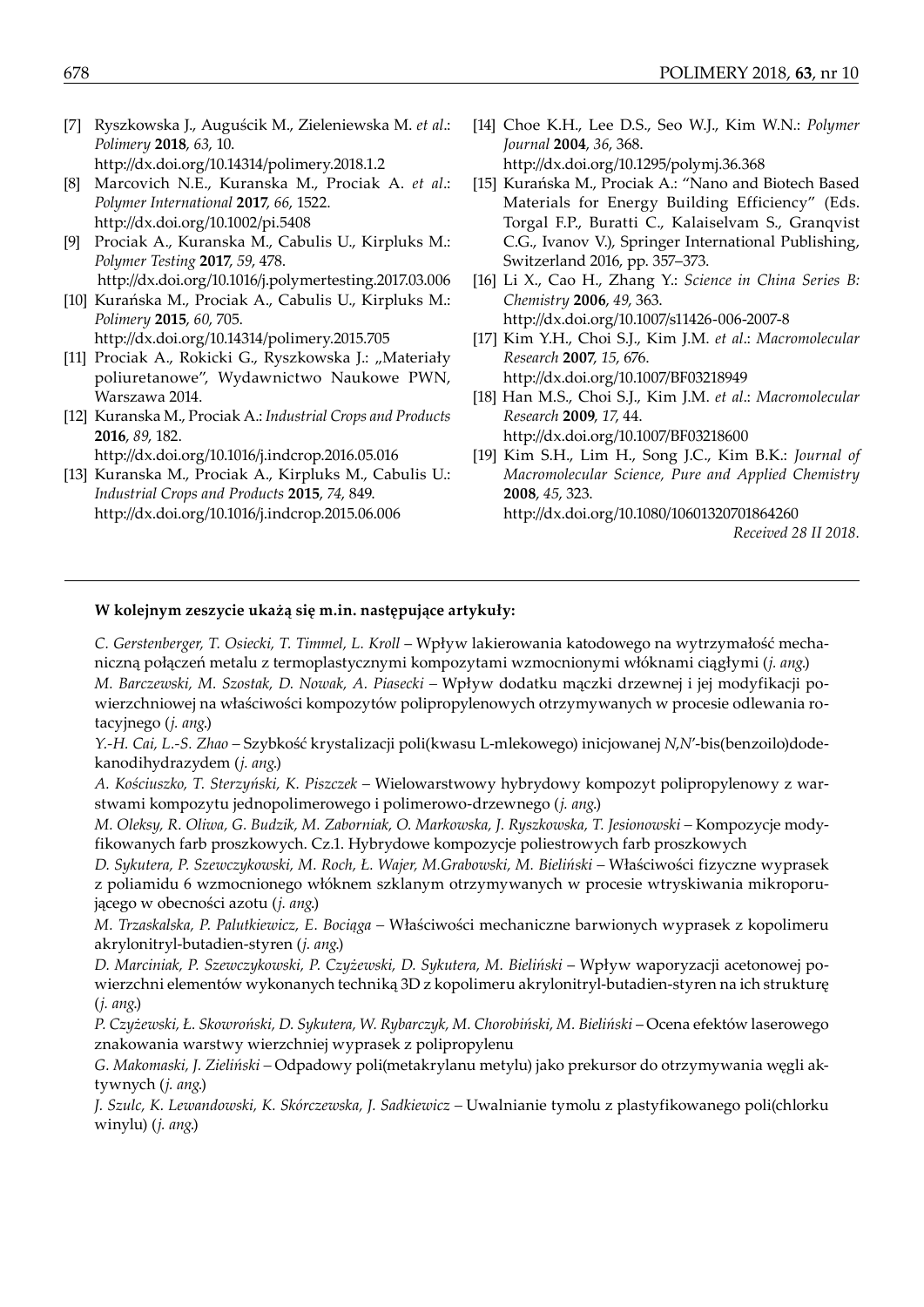[7] Ryszkowska J., Auguścik M., Zieleniewska M. *et al*.: *Polimery* **2018**, *63*, 10. http://dx.doi.org/10.14314/polimery.2018.1.2

[8] Marcovich N.E., Kuranska M., Prociak A. *et al*.: *Polymer International* **2017**, *66*, 1522. http://dx.doi.org/10.1002/pi.5408

[9] Prociak A., Kuranska M., Cabulis U., Kirpluks M.: *Polymer Testing* **2017**, *59*, 478. http://dx.doi.org/10.1016/j.polymertesting.2017.03.006

[10] Kurańska M., Prociak A., Cabulis U., Kirpluks M.: *Polimery* **2015**, *60*, 705. http://dx.doi.org/10.14314/polimery.2015.705

[11] Prociak A., Rokicki G., Ryszkowska J.: „Materiały poliuretanowe", Wydawnictwo Naukowe PWN, Warszawa 2014.

[12] Kuranska M., Prociak A.: *Industrial Crops and Products* **2016**, *89*, 182. http://dx.doi.org/10.1016/j.indcrop.2016.05.016

[13] Kuranska M., Prociak A., Kirpluks M., Cabulis U.: *Industrial Crops and Products* **2015**, *74*, 849. http://dx.doi.org/10.1016/j.indcrop.2015.06.006

[14] Choe K.H., Lee D.S., Seo W.J., Kim W.N.: *Polymer Journal* **2004**, *36*, 368. http://dx.doi.org/10.1295/polymj.36.368

[15] Kurańska M., Prociak A.: "Nano and Biotech Based Materials for Energy Building Efficiency" (Eds. Torgal F.P., Buratti C., Kalaiselvam S., Granqvist C.G., Ivanov V.), Springer International Publishing, Switzerland 2016, pp. 357–373.

[16] Li X., Cao H., Zhang Y.: *Science in China Series B: Chemistry* **2006**, *49*, 363. http://dx.doi.org/10.1007/s11426-006-2007-8

[17] Kim Y.H., Choi S.J., Kim J.M. *et al*.: *Macromolecular Research* **2007**, *15*, 676. http://dx.doi.org/10.1007/BF03218949

[18] Han M.S., Choi S.J., Kim J.M. *et al*.: *Macromolecular Research* **2009**, *17*, 44. http://dx.doi.org/10.1007/BF03218600

[19] Kim S.H., Lim H., Song J.C., Kim B.K.: *Journal of Macromolecular Science, Pure and Applied Chemistry* **2008**, *45*, 323. http://dx.doi.org/10.1080/10601320701864260

*Received 28 II 2018.*

---

**W kolejnym zeszycie ukażą się m.in. następujące artykuły:**

*C. Gerstenberger, T. Osiecki, T. Timmel, L. Kroll* – Wpływ lakierowania katodowego na wytrzymałość mechaniczną połączeń metalu z termoplastycznymi kompozytami wzmocnionymi włóknami ciągłymi (*j. ang.*)

*M. Barczewski, M. Szostak, D. Nowak, A. Piasecki* – Wpływ dodatku mączki drzewnej i jej modyfikacji powierzchniowej na właściwości kompozytów polipropylenowych otrzymywanych w procesie odlewania rotacyjnego (*j. ang.*)

*Y.-H. Cai, L.-S. Zhao* – Szybkość krystalizacji poli(kwasu L-mlekowego) inicjowanej *N*,*N'*-bis(benzoilo)dodekanodihydrazydem (*j. ang.*)

*A. Kościuszko, T. Sterzyński, K. Piszczek* – Wielowarstwowy hybrydowy kompozyt polipropylenowy z warstwami kompozytu jednopolimerowego i polimerowo-drzewnego (*j. ang.*)

*M. Oleksy, R. Oliwa, G. Budzik, M. Zaborniak, O. Markowska, J. Ryszkowska, T. Jesionowski* – Kompozycje modyfikowanych farb proszkowych. Cz.1. Hybrydowe kompozycje poliestrowych farb proszkowych

*D. Sykutera, P. Szewczykowski, M. Roch, Ł. Wajer, M.Grabowski, M. Bieliński* – Właściwości fizyczne wyprasek z poliamidu 6 wzmocnionego włóknem szklanym otrzymywanych w procesie wtryskiwania mikroporującego w obecności azotu (*j. ang.*)

*M. Trzaskalska, P. Palutkiewicz, E. Bociąga* – Właściwości mechaniczne barwionych wyprasek z kopolimeru akrylonitryl-butadien-styren (*j. ang.*)

*D. Marciniak, P. Szewczykowski, P. Czyżewski, D. Sykutera, M. Bieliński* – Wpływ waporyzacji acetonowej powierzchni elementów wykonanych techniką 3D z kopolimeru akrylonitryl-butadien-styren na ich strukturę (*j. ang.*)

*P. Czyżewski, Ł. Skowroński, D. Sykutera, W. Rybarczyk, M. Chorobiński, M. Bieliński* – Ocena efektów laserowego znakowania warstwy wierzchniej wyprasek z polipropylenu

*G. Makomaski, J. Zieliński* – Odpadowy poli(metakrylanu metylu) jako prekursor do otrzymywania węgli aktywnych (*j. ang.*)

*J. Szulc, K. Lewandowski, K. Skórczewska, J. Sadkiewicz* – Uwalnianie tymolu z plastyfikowanego poli(chlorku winylu) (*j. ang.*)